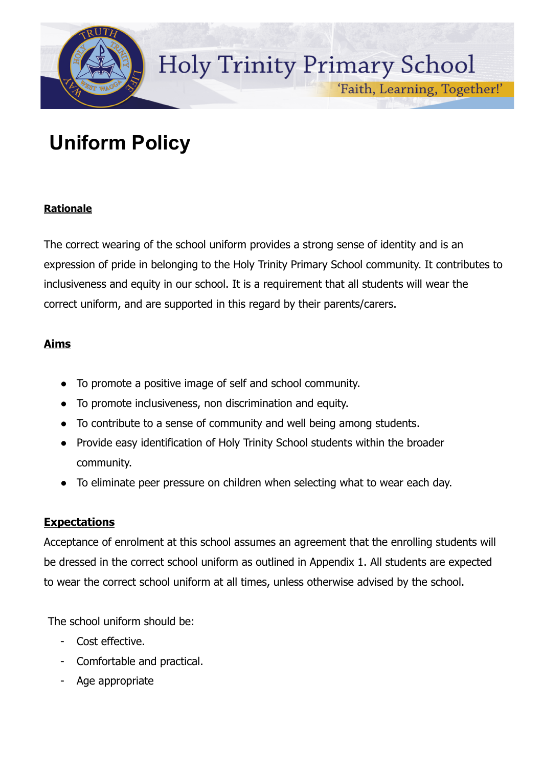Holy Trinity Primary School

'Faith, Learning, Together!'

# Uniform Policy

## Rationale

The correct wearing of the school uniform provides a strong sense of identity and is an expression of pride in belonging to the Holy Trinity Primary School community. It contributes to inclusiveness and equity in our school. It is a requirement that all students will wear the correct uniform, and are supported in this regard by their parents/carers.

## Aims

- To promote a positive image of self and school community.
- To promote inclusiveness, non discrimination and equity.
- To contribute to a sense of community and well being among students.
- Provide easy identification of Holy Trinity School students within the broader community.
- To eliminate peer pressure on children when selecting what to wear each day.

## Expectations

Acceptance of enrolment at this school assumes an agreement that the enrolling students will be dressed in the correct school uniform as outlined in Appendix 1. All students are expected to wear the correct school uniform at all times, unless otherwise advised by the school.

The school uniform should be:

- Cost effective.
- Comfortable and practical.
- Age appropriate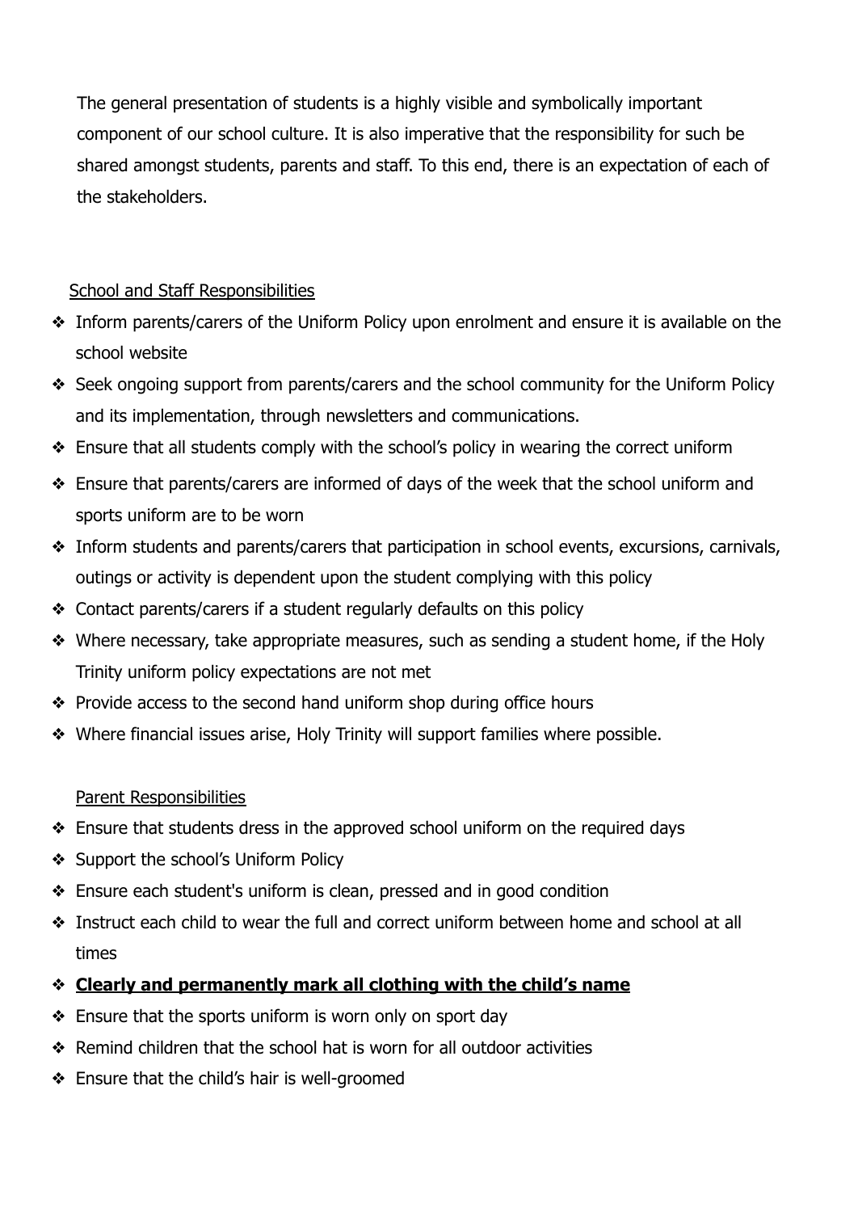The general presentation of students is a highly visible and symbolically important component of our school culture. It is also imperative that the responsibility for such be shared amongst students, parents and staff. To this end, there is an expectation of each of the stakeholders.

<u>School and Staff Responsibilities</u>

- Inform parents/carers of the Uniform Policy upon enrolment and ensure it is available on the school website
- Seek ongoing support from parents/carers and the school community for the Uniform Policy and its implementation, through newsletters and communications.
- Ensure that all students comply with the school's policy in wearing the correct uniform
- Ensure that parents/carers are informed of days of the week that the school uniform and sports uniform are to be worn
- Inform students and parents/carers that participation in school events, excursions, carnivals, outings or activity is dependent upon the student complying with this policy
- Contact parents/carers if a student regularly defaults on this policy
- Where necessary, take appropriate measures, such as sending a student home, if the Holy Trinity uniform policy expectations are not met
- Provide access to the second hand uniform shop during office hours
- Where financial issues arise, Holy Trinity will support families where possible.

<u>Parent Responsibilities</u>

- Ensure that students dress in the approved school uniform on the required days
- Support the school's Uniform Policy
- Ensure each student's uniform is clean, pressed and in good condition
- Instruct each child to wear the full and correct uniform between home and school at all times
- **<u>Clearly and permanently mark all clothing with the child's name</u>**
- Ensure that the sports uniform is worn only on sport day
- Remind children that the school hat is worn for all outdoor activities
- Ensure that the child's hair is well-groomed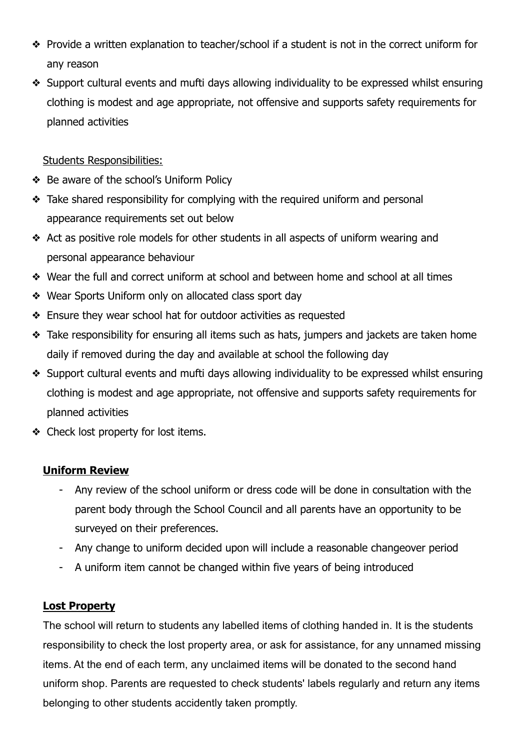- Provide a written explanation to teacher/school if a student is not in the correct uniform for any reason
- Support cultural events and mufti days allowing individuality to be expressed whilst ensuring clothing is modest and age appropriate, not offensive and supports safety requirements for planned activities

Students Responsibilities:

- Be aware of the school's Uniform Policy
- Take shared responsibility for complying with the required uniform and personal appearance requirements set out below
- Act as positive role models for other students in all aspects of uniform wearing and personal appearance behaviour
- Wear the full and correct uniform at school and between home and school at all times
- Wear Sports Uniform only on allocated class sport day
- Ensure they wear school hat for outdoor activities as requested
- Take responsibility for ensuring all items such as hats, jumpers and jackets are taken home daily if removed during the day and available at school the following day
- Support cultural events and mufti days allowing individuality to be expressed whilst ensuring clothing is modest and age appropriate, not offensive and supports safety requirements for planned activities
- Check lost property for lost items.

**Uniform Review**

- Any review of the school uniform or dress code will be done in consultation with the parent body through the School Council and all parents have an opportunity to be surveyed on their preferences.
- Any change to uniform decided upon will include a reasonable changeover period
- A uniform item cannot be changed within five years of being introduced

**Lost Property**

The school will return to students any labelled items of clothing handed in. It is the students responsibility to check the lost property area, or ask for assistance, for any unnamed missing items. At the end of each term, any unclaimed items will be donated to the second hand uniform shop. Parents are requested to check students' labels regularly and return any items belonging to other students accidently taken promptly.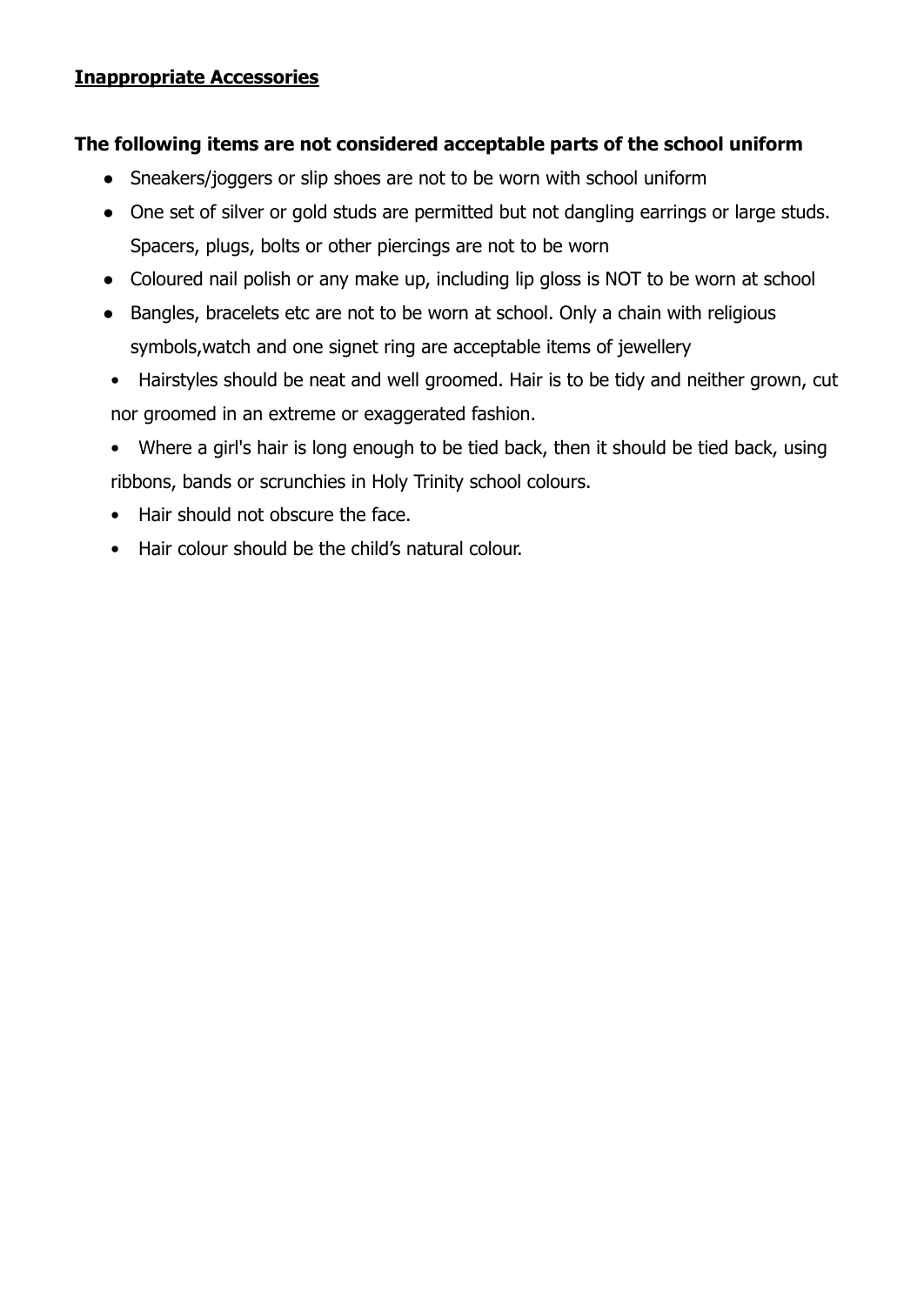**Inappropriate Accessories**

**The following items are not considered acceptable parts of the school uniform**

- Sneakers/joggers or slip shoes are not to be worn with school uniform
- One set of silver or gold studs are permitted but not dangling earrings or large studs. Spacers, plugs, bolts or other piercings are not to be worn
- Coloured nail polish or any make up, including lip gloss is NOT to be worn at school
- Bangles, bracelets etc are not to be worn at school. Only a chain with religious symbols,watch and one signet ring are acceptable items of jewellery
- Hairstyles should be neat and well groomed. Hair is to be tidy and neither grown, cut nor groomed in an extreme or exaggerated fashion.
- Where a girl's hair is long enough to be tied back, then it should be tied back, using ribbons, bands or scrunchies in Holy Trinity school colours.
- Hair should not obscure the face.
- Hair colour should be the child's natural colour.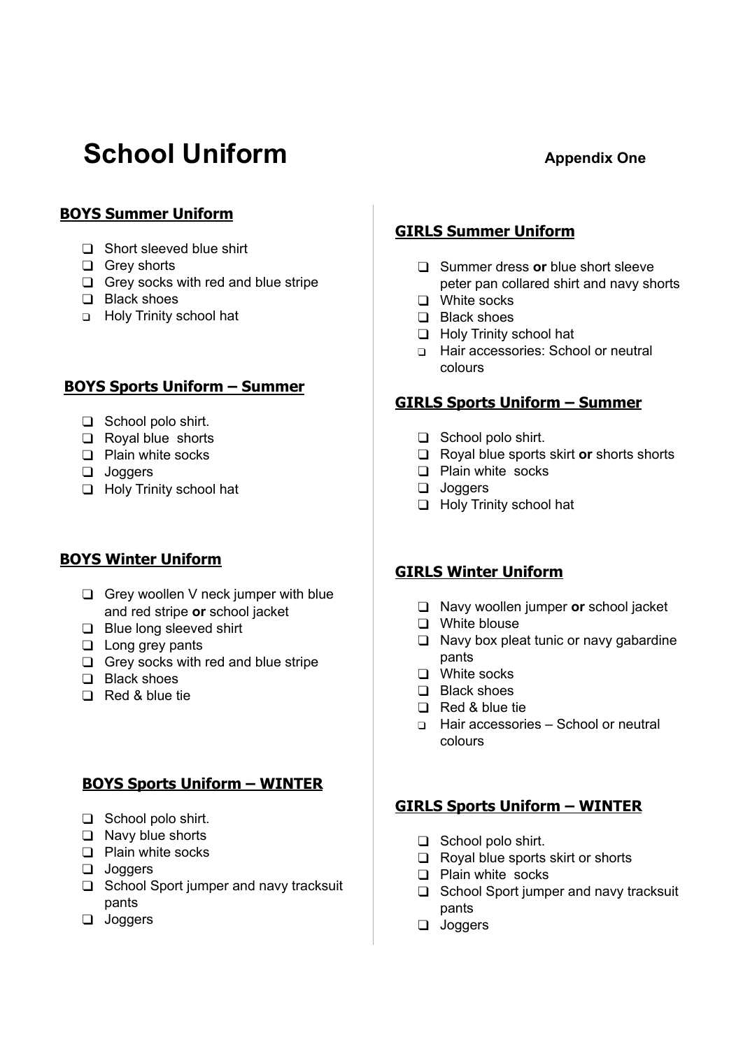# School Uniform

**Appendix One**

## BOYS Summer Uniform

- [ ] Short sleeved blue shirt
- [ ] Grey shorts
- [ ] Grey socks with red and blue stripe
- [ ] Black shoes
- [ ] Holy Trinity school hat

## BOYS Sports Uniform – Summer

- [ ] School polo shirt.
- [ ] Royal blue shorts
- [ ] Plain white socks
- [ ] Joggers
- [ ] Holy Trinity school hat

## BOYS Winter Uniform

- [ ] Grey woollen V neck jumper with blue and red stripe **or** school jacket
- [ ] Blue long sleeved shirt
- [ ] Long grey pants
- [ ] Grey socks with red and blue stripe
- [ ] Black shoes
- [ ] Red & blue tie

## BOYS Sports Uniform – WINTER

- [ ] School polo shirt.
- [ ] Navy blue shorts
- [ ] Plain white socks
- [ ] Joggers
- [ ] School Sport jumper and navy tracksuit pants
- [ ] Joggers

## GIRLS Summer Uniform

- [ ] Summer dress **or** blue short sleeve peter pan collared shirt and navy shorts
- [ ] White socks
- [ ] Black shoes
- [ ] Holy Trinity school hat
- [ ] Hair accessories: School or neutral colours

## GIRLS Sports Uniform – Summer

- [ ] School polo shirt.
- [ ] Royal blue sports skirt **or** shorts shorts
- [ ] Plain white socks
- [ ] Joggers
- [ ] Holy Trinity school hat

## GIRLS Winter Uniform

- [ ] Navy woollen jumper **or** school jacket
- [ ] White blouse
- [ ] Navy box pleat tunic or navy gabardine pants
- [ ] White socks
- [ ] Black shoes
- [ ] Red & blue tie
- [ ] Hair accessories – School or neutral colours

## GIRLS Sports Uniform – WINTER

- [ ] School polo shirt.
- [ ] Royal blue sports skirt or shorts
- [ ] Plain white socks
- [ ] School Sport jumper and navy tracksuit pants
- [ ] Joggers